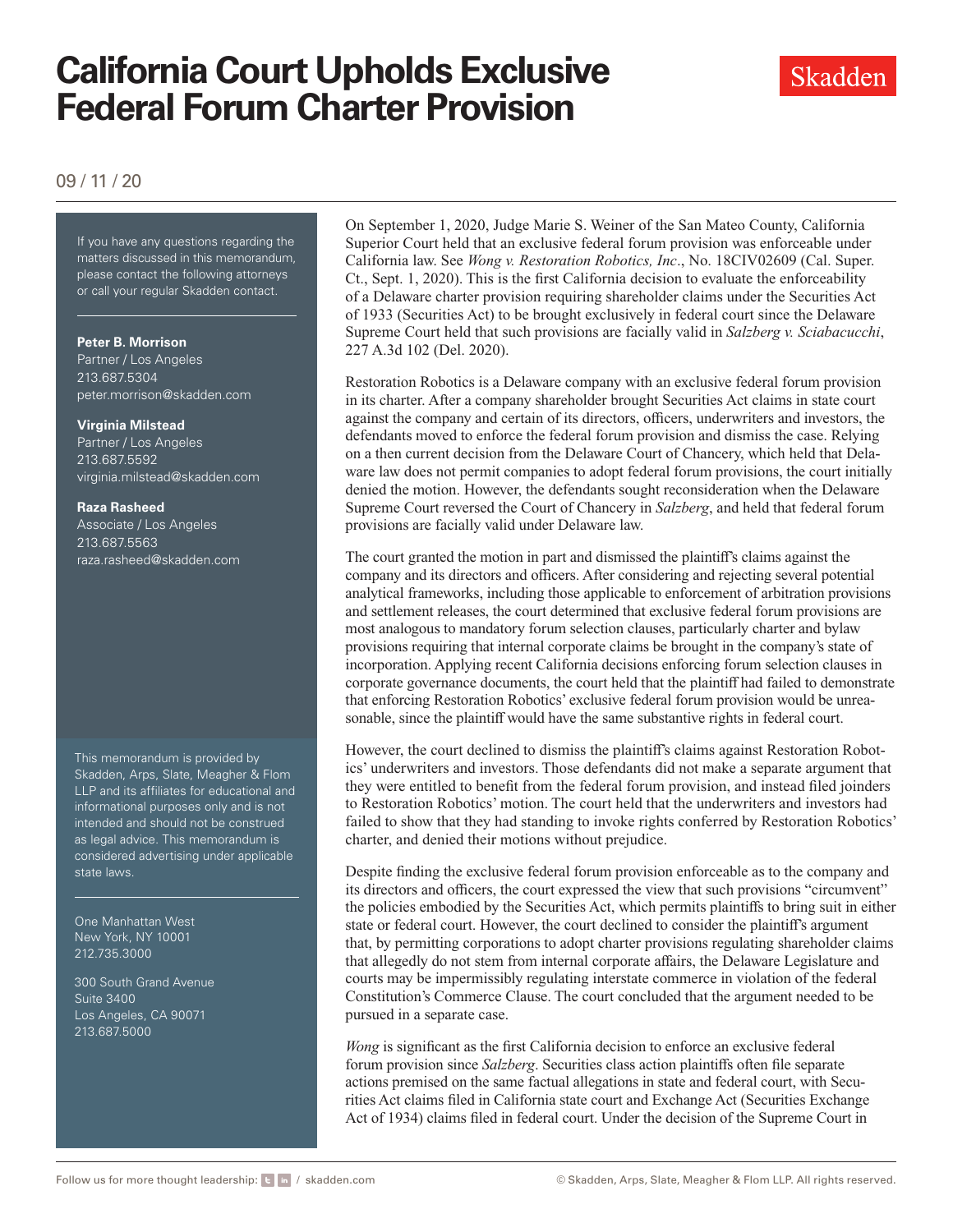# California Court Upholds Exclusive Federal Forum Charter Provision

09 / 11 / 20

If you have any questions regarding the matters discussed in this memorandum, please contact the following attorneys or call your regular Skadden contact.

**Peter B. Morrison**
Partner / Los Angeles
213.687.5304
peter.morrison@skadden.com

**Virginia Milstead**
Partner / Los Angeles
213.687.5592
virginia.milstead@skadden.com

**Raza Rasheed**
Associate / Los Angeles
213.687.5563
raza.rasheed@skadden.com

This memorandum is provided by Skadden, Arps, Slate, Meagher & Flom LLP and its affiliates for educational and informational purposes only and is not intended and should not be construed as legal advice. This memorandum is considered advertising under applicable state laws.

One Manhattan West
New York, NY 10001
212.735.3000

300 South Grand Avenue
Suite 3400
Los Angeles, CA 90071
213.687.5000

On September 1, 2020, Judge Marie S. Weiner of the San Mateo County, California Superior Court held that an exclusive federal forum provision was enforceable under California law. See *Wong v. Restoration Robotics, Inc*., No. 18CIV02609 (Cal. Super. Ct., Sept. 1, 2020). This is the first California decision to evaluate the enforceability of a Delaware charter provision requiring shareholder claims under the Securities Act of 1933 (Securities Act) to be brought exclusively in federal court since the Delaware Supreme Court held that such provisions are facially valid in *Salzberg v. Sciabacucchi*, 227 A.3d 102 (Del. 2020).

Restoration Robotics is a Delaware company with an exclusive federal forum provision in its charter. After a company shareholder brought Securities Act claims in state court against the company and certain of its directors, officers, underwriters and investors, the defendants moved to enforce the federal forum provision and dismiss the case. Relying on a then current decision from the Delaware Court of Chancery, which held that Delaware law does not permit companies to adopt federal forum provisions, the court initially denied the motion. However, the defendants sought reconsideration when the Delaware Supreme Court reversed the Court of Chancery in *Salzberg*, and held that federal forum provisions are facially valid under Delaware law.

The court granted the motion in part and dismissed the plaintiff's claims against the company and its directors and officers. After considering and rejecting several potential analytical frameworks, including those applicable to enforcement of arbitration provisions and settlement releases, the court determined that exclusive federal forum provisions are most analogous to mandatory forum selection clauses, particularly charter and bylaw provisions requiring that internal corporate claims be brought in the company's state of incorporation. Applying recent California decisions enforcing forum selection clauses in corporate governance documents, the court held that the plaintiff had failed to demonstrate that enforcing Restoration Robotics' exclusive federal forum provision would be unreasonable, since the plaintiff would have the same substantive rights in federal court.

However, the court declined to dismiss the plaintiff's claims against Restoration Robotics' underwriters and investors. Those defendants did not make a separate argument that they were entitled to benefit from the federal forum provision, and instead filed joinders to Restoration Robotics' motion. The court held that the underwriters and investors had failed to show that they had standing to invoke rights conferred by Restoration Robotics' charter, and denied their motions without prejudice.

Despite finding the exclusive federal forum provision enforceable as to the company and its directors and officers, the court expressed the view that such provisions "circumvent" the policies embodied by the Securities Act, which permits plaintiffs to bring suit in either state or federal court. However, the court declined to consider the plaintiff's argument that, by permitting corporations to adopt charter provisions regulating shareholder claims that allegedly do not stem from internal corporate affairs, the Delaware Legislature and courts may be impermissibly regulating interstate commerce in violation of the federal Constitution's Commerce Clause. The court concluded that the argument needed to be pursued in a separate case.

*Wong* is significant as the first California decision to enforce an exclusive federal forum provision since *Salzberg*. Securities class action plaintiffs often file separate actions premised on the same factual allegations in state and federal court, with Securities Act claims filed in California state court and Exchange Act (Securities Exchange Act of 1934) claims filed in federal court. Under the decision of the Supreme Court in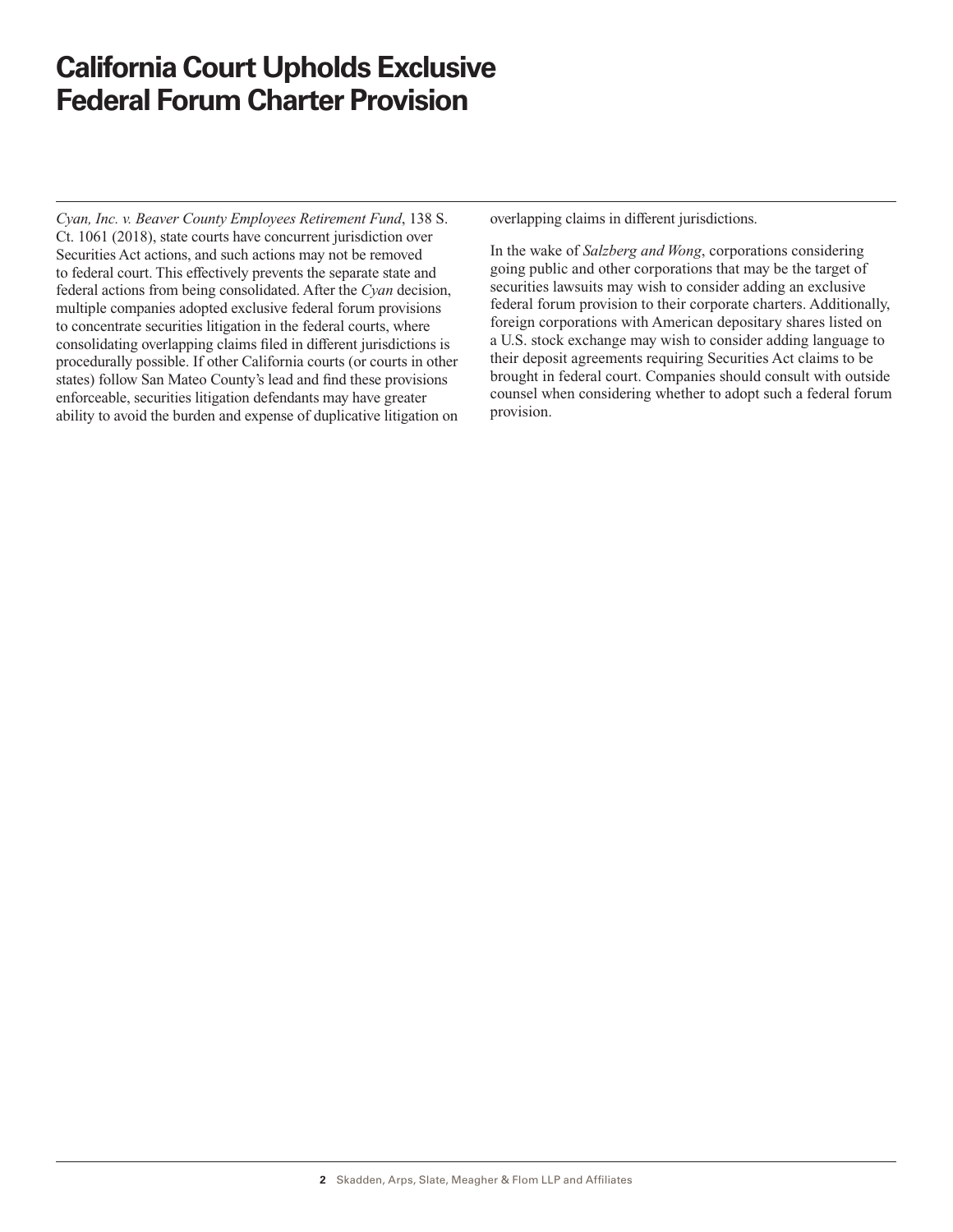# California Court Upholds Exclusive Federal Forum Charter Provision

*Cyan, Inc. v. Beaver County Employees Retirement Fund*, 138 S. Ct. 1061 (2018), state courts have concurrent jurisdiction over Securities Act actions, and such actions may not be removed to federal court. This effectively prevents the separate state and federal actions from being consolidated. After the *Cyan* decision, multiple companies adopted exclusive federal forum provisions to concentrate securities litigation in the federal courts, where consolidating overlapping claims filed in different jurisdictions is procedurally possible. If other California courts (or courts in other states) follow San Mateo County's lead and find these provisions enforceable, securities litigation defendants may have greater ability to avoid the burden and expense of duplicative litigation on overlapping claims in different jurisdictions.

In the wake of *Salzberg and Wong*, corporations considering going public and other corporations that may be the target of securities lawsuits may wish to consider adding an exclusive federal forum provision to their corporate charters. Additionally, foreign corporations with American depositary shares listed on a U.S. stock exchange may wish to consider adding language to their deposit agreements requiring Securities Act claims to be brought in federal court. Companies should consult with outside counsel when considering whether to adopt such a federal forum provision.